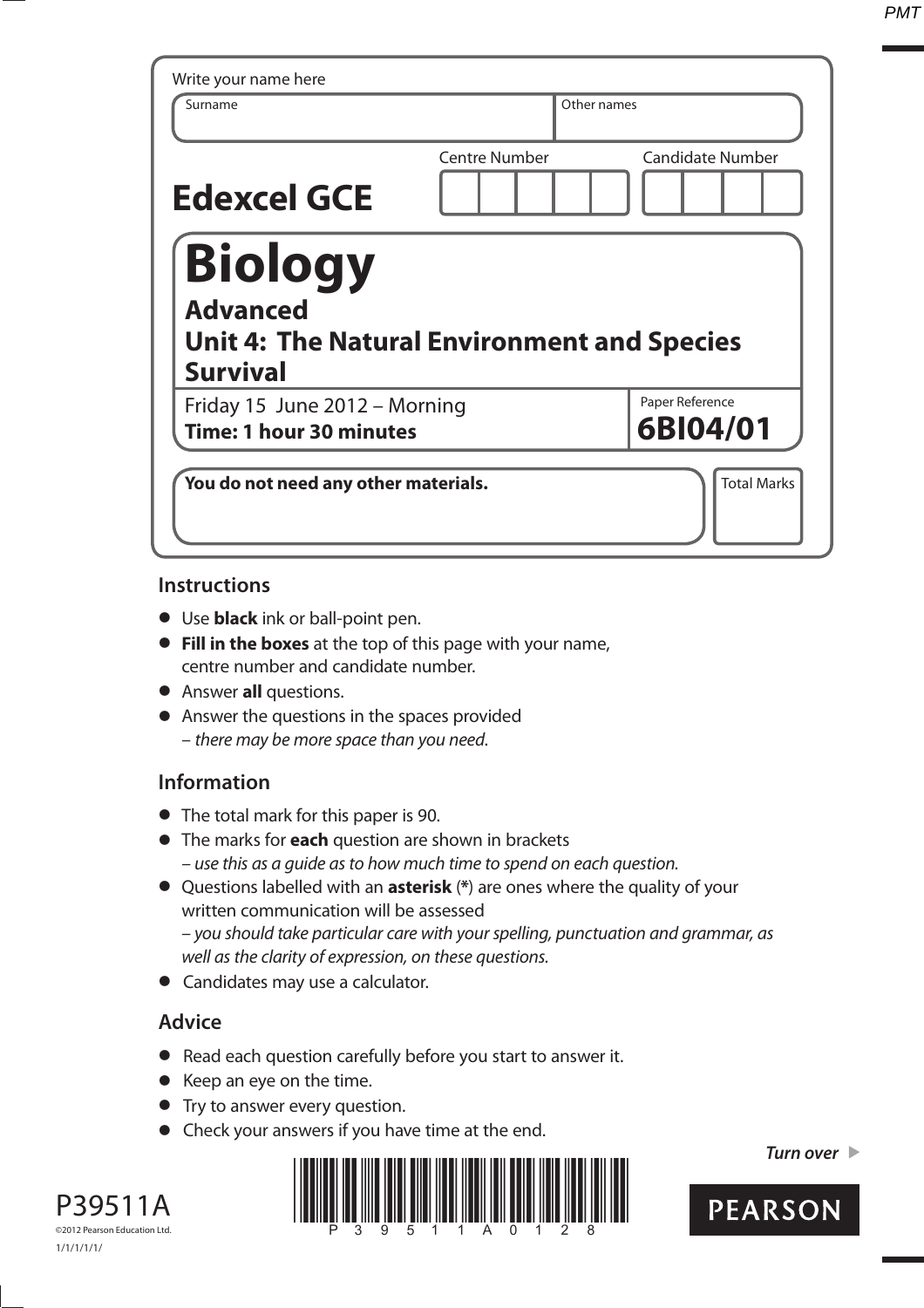Write your name here

| Surname | Other names |
| --- | --- |
| | |

**Edexcel GCE**

| Centre Number | Candidate Number |
| --- | --- |
| | |

# Biology

## Advanced

## Unit 4: The Natural Environment and Species Survival

Friday 15 June 2012 – Morning
**Time: 1 hour 30 minutes**

Paper Reference
**6BI04/01**

**You do not need any other materials.**

Total Marks

## Instructions

- Use **black** ink or ball-point pen.
- **Fill in the boxes** at the top of this page with your name, centre number and candidate number.
- Answer **all** questions.
- Answer the questions in the spaces provided
  – *there may be more space than you need.*

## Information

- The total mark for this paper is 90.
- The marks for **each** question are shown in brackets
  – *use this as a guide as to how much time to spend on each question.*
- Questions labelled with an **asterisk** (**\***) are ones where the quality of your written communication will be assessed
  – *you should take particular care with your spelling, punctuation and grammar, as well as the clarity of expression, on these questions.*
- Candidates may use a calculator.

## Advice

- Read each question carefully before you start to answer it.
- Keep an eye on the time.
- Try to answer every question.
- Check your answers if you have time at the end.

***Turn over***

P39511A

©2012 Pearson Education Ltd.

1/1/1/1/1/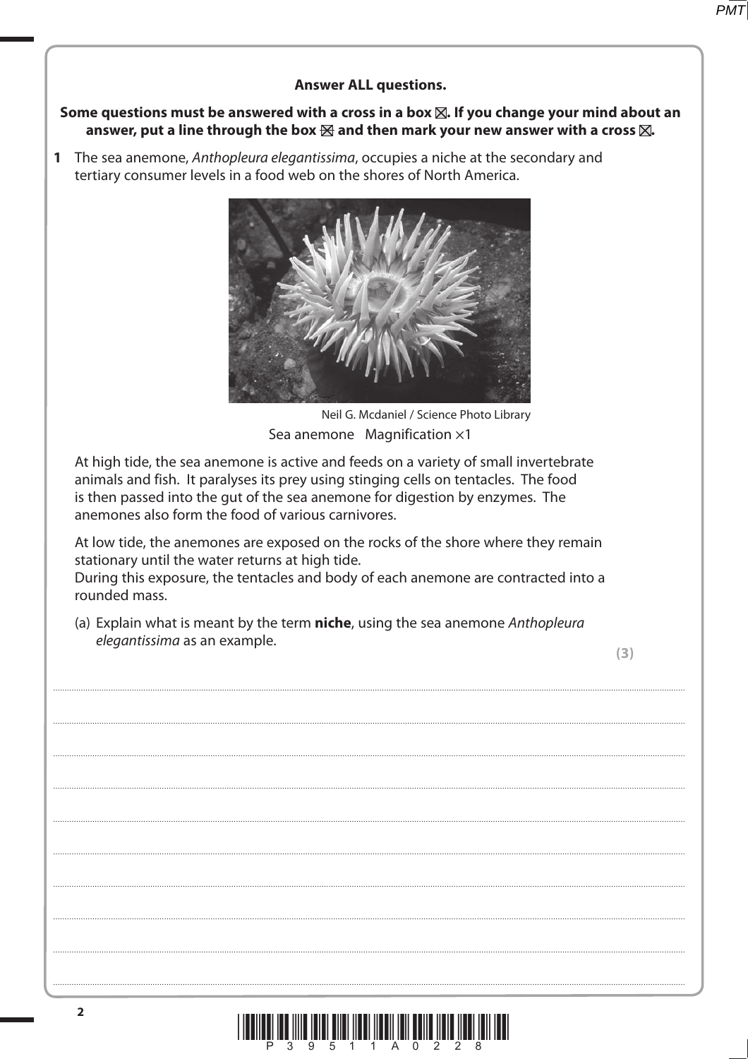**Answer ALL questions.**

**Some questions must be answered with a cross in a box ☒. If you change your mind about an answer, put a line through the box ☒ and then mark your new answer with a cross ☒.**

**1** The sea anemone, *Anthopleura elegantissima*, occupies a niche at the secondary and tertiary consumer levels in a food web on the shores of North America.

Neil G. Mcdaniel / Science Photo Library

Sea anemone Magnification ×1

At high tide, the sea anemone is active and feeds on a variety of small invertebrate animals and fish. It paralyses its prey using stinging cells on tentacles. The food is then passed into the gut of the sea anemone for digestion by enzymes. The anemones also form the food of various carnivores.

At low tide, the anemones are exposed on the rocks of the shore where they remain stationary until the water returns at high tide.
During this exposure, the tentacles and body of each anemone are contracted into a rounded mass.

(a) Explain what is meant by the term **niche**, using the sea anemone *Anthopleura elegantissima* as an example.

**(3)**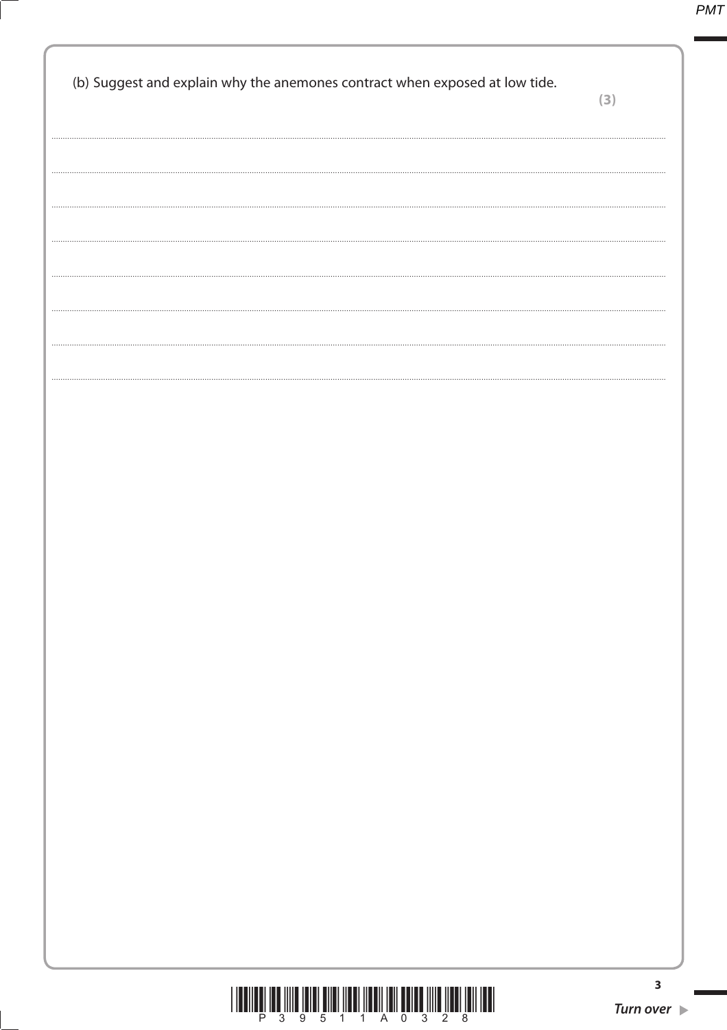(b) Suggest and explain why the anemones contract when exposed at low tide.

**(3)**

.......................................................................................................................................................................................................

.......................................................................................................................................................................................................

.......................................................................................................................................................................................................

.......................................................................................................................................................................................................

.......................................................................................................................................................................................................

.......................................................................................................................................................................................................

.......................................................................................................................................................................................................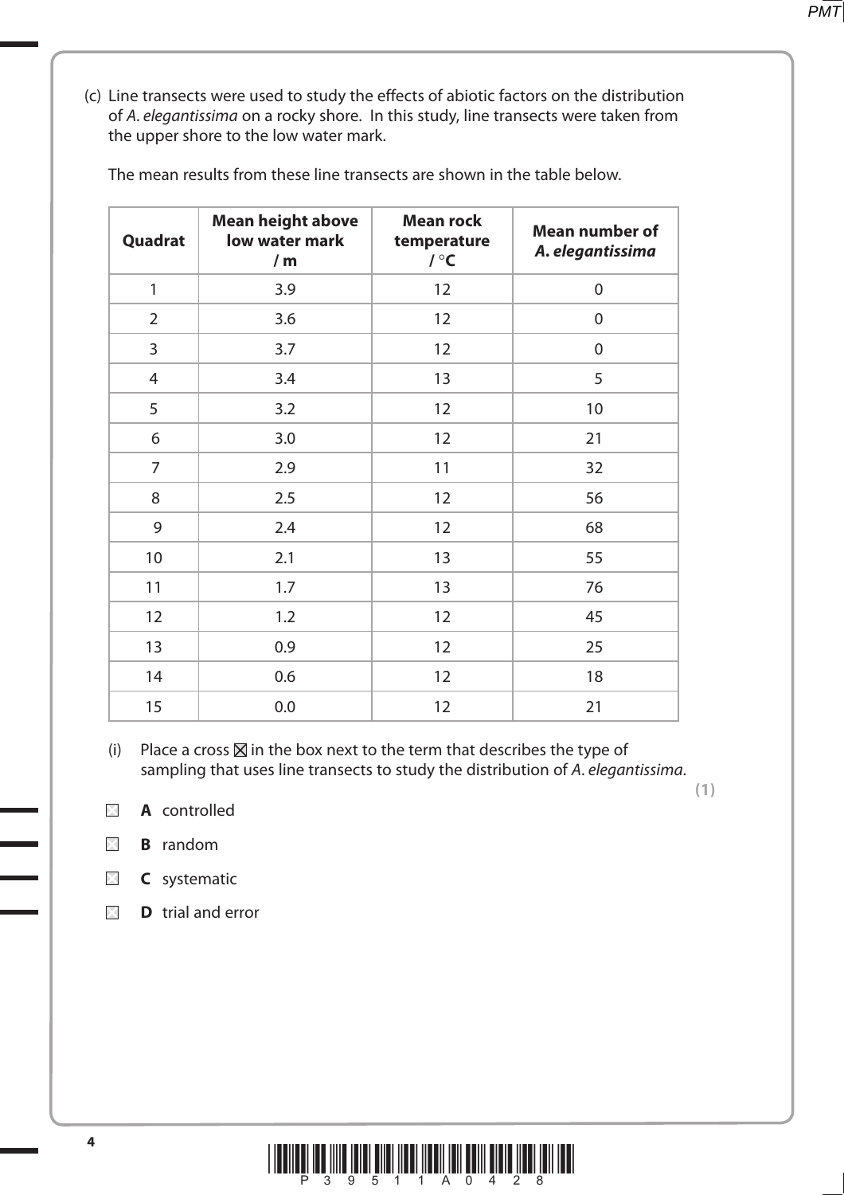(c) Line transects were used to study the effects of abiotic factors on the distribution of *A. elegantissima* on a rocky shore. In this study, line transects were taken from the upper shore to the low water mark.

The mean results from these line transects are shown in the table below.

| Quadrat | Mean height above low water mark / m | Mean rock temperature / °C | Mean number of *A. elegantissima* |
|---|---|---|---|
| 1 | 3.9 | 12 | 0 |
| 2 | 3.6 | 12 | 0 |
| 3 | 3.7 | 12 | 0 |
| 4 | 3.4 | 13 | 5 |
| 5 | 3.2 | 12 | 10 |
| 6 | 3.0 | 12 | 21 |
| 7 | 2.9 | 11 | 32 |
| 8 | 2.5 | 12 | 56 |
| 9 | 2.4 | 12 | 68 |
| 10 | 2.1 | 13 | 55 |
| 11 | 1.7 | 13 | 76 |
| 12 | 1.2 | 12 | 45 |
| 13 | 0.9 | 12 | 25 |
| 14 | 0.6 | 12 | 18 |
| 15 | 0.0 | 12 | 21 |

(i) Place a cross ☒ in the box next to the term that describes the type of sampling that uses line transects to study the distribution of *A. elegantissima*.

**(1)**

☐ **A** controlled

☐ **B** random

☐ **C** systematic

☐ **D** trial and error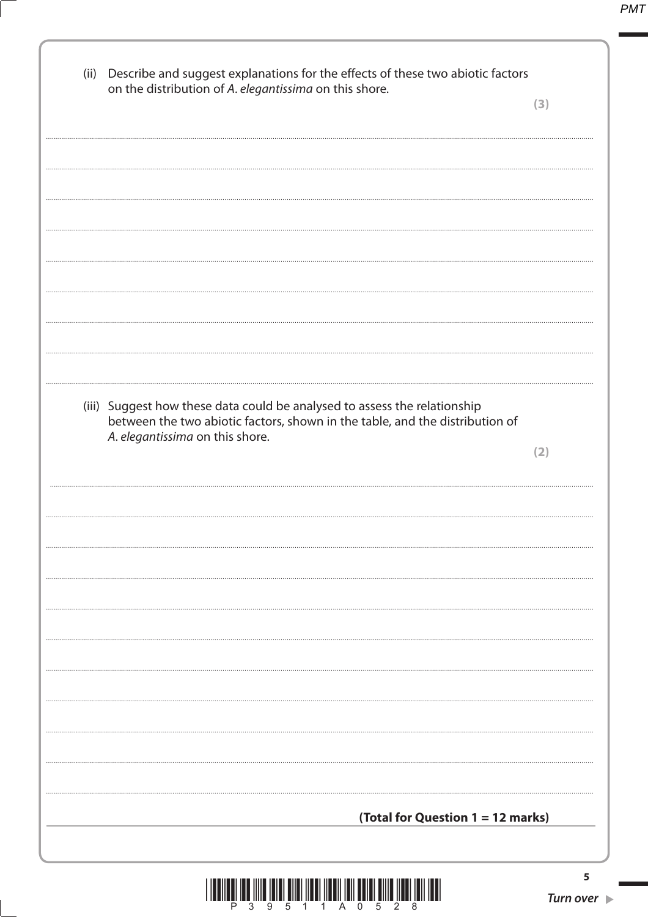(ii) Describe and suggest explanations for the effects of these two abiotic factors on the distribution of *A. elegantissima* on this shore.

**(3)**

(iii) Suggest how these data could be analysed to assess the relationship between the two abiotic factors, shown in the table, and the distribution of *A. elegantissima* on this shore.

**(2)**

**(Total for Question 1 = 12 marks)**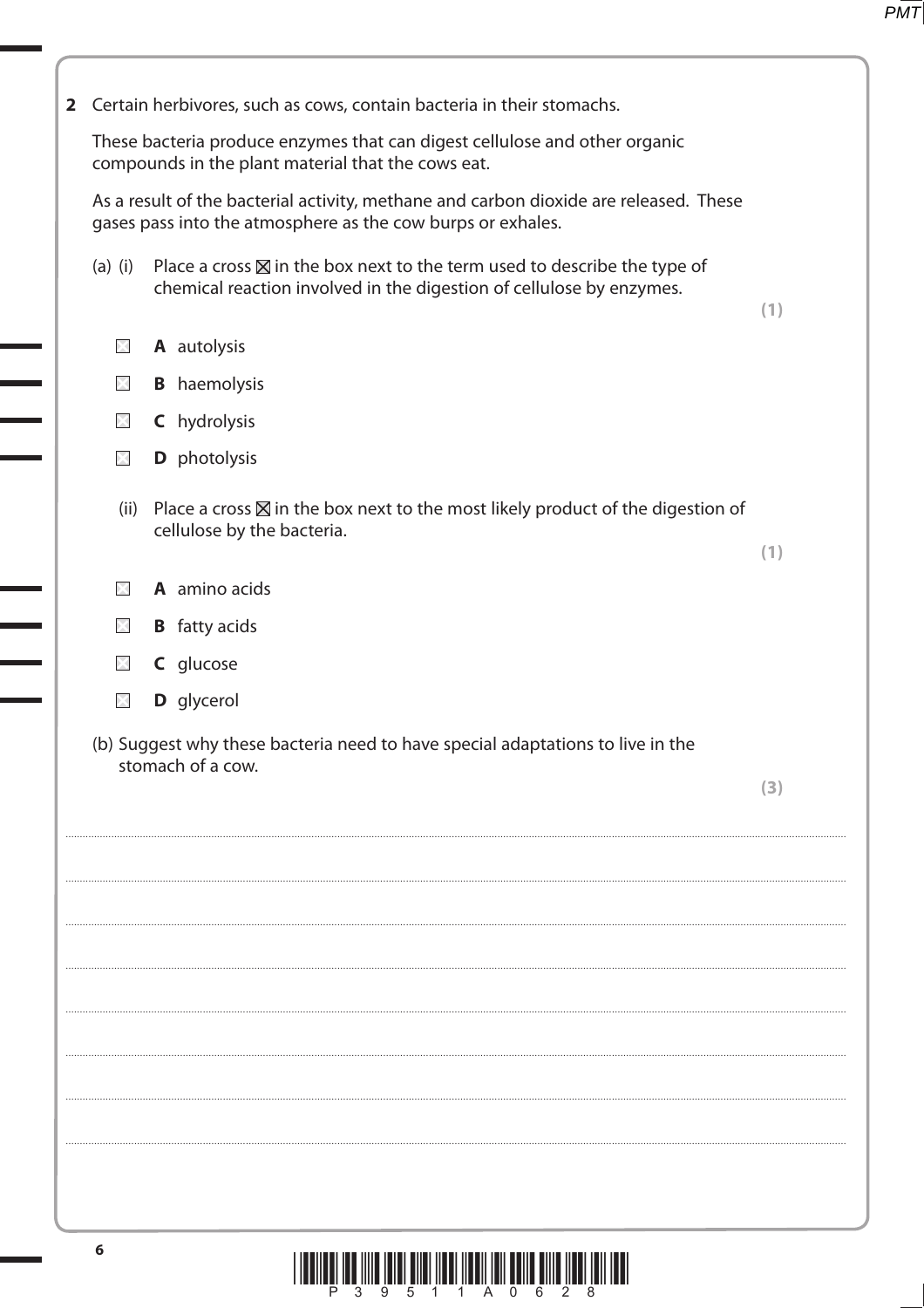**2** Certain herbivores, such as cows, contain bacteria in their stomachs.

These bacteria produce enzymes that can digest cellulose and other organic compounds in the plant material that the cows eat.

As a result of the bacterial activity, methane and carbon dioxide are released. These gases pass into the atmosphere as the cow burps or exhales.

(a) (i) Place a cross ☒ in the box next to the term used to describe the type of chemical reaction involved in the digestion of cellulose by enzymes. **(1)**

- ☐ **A** autolysis
- ☐ **B** haemolysis
- ☐ **C** hydrolysis
- ☐ **D** photolysis

(ii) Place a cross ☒ in the box next to the most likely product of the digestion of cellulose by the bacteria. **(1)**

- ☐ **A** amino acids
- ☐ **B** fatty acids
- ☐ **C** glucose
- ☐ **D** glycerol

(b) Suggest why these bacteria need to have special adaptations to live in the stomach of a cow. **(3)**

.......................................................................................................................................................................................................

.......................................................................................................................................................................................................

.......................................................................................................................................................................................................

.......................................................................................................................................................................................................

.......................................................................................................................................................................................................

.......................................................................................................................................................................................................

.......................................................................................................................................................................................................

.......................................................................................................................................................................................................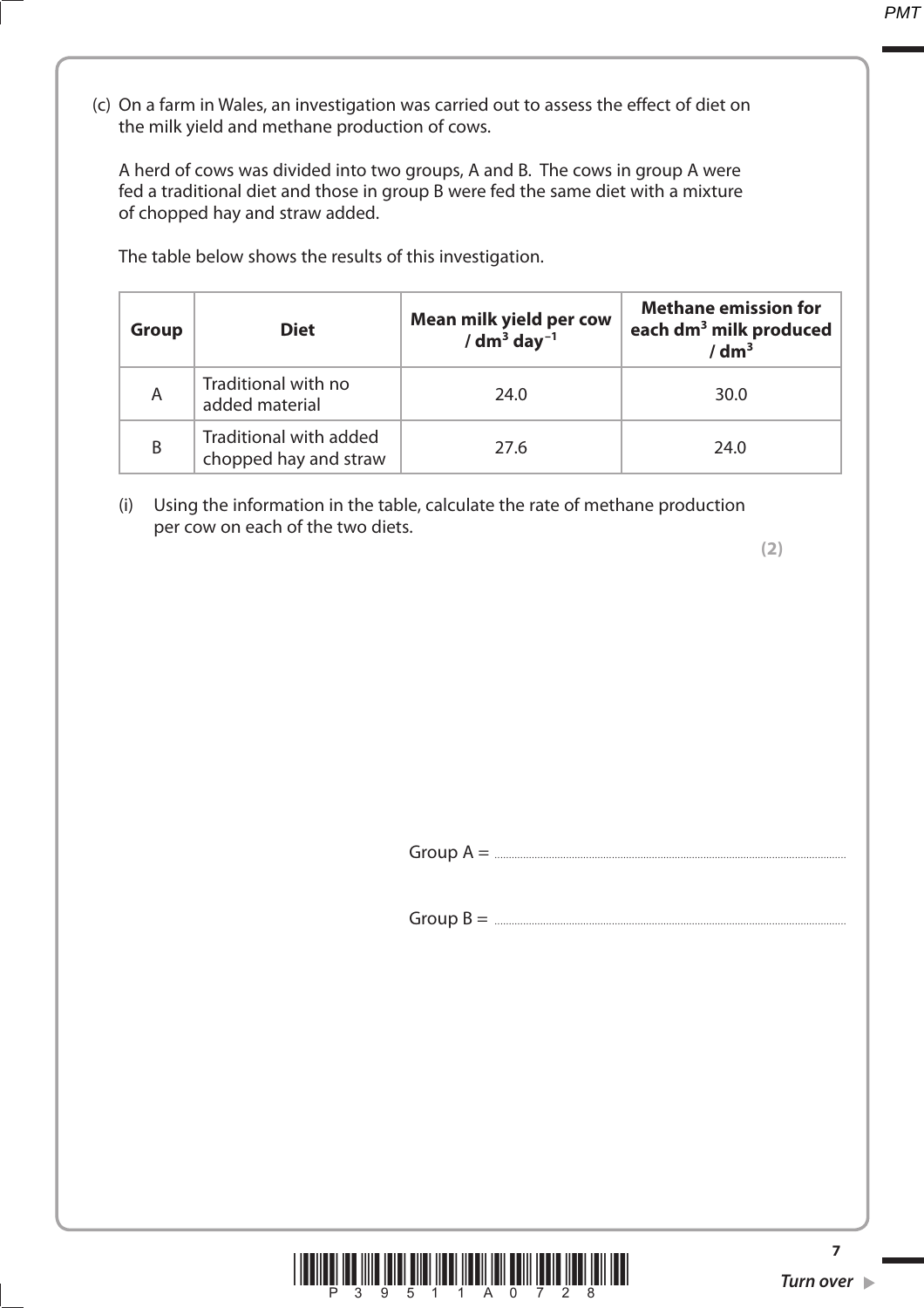(c) On a farm in Wales, an investigation was carried out to assess the effect of diet on the milk yield and methane production of cows.

A herd of cows was divided into two groups, A and B. The cows in group A were fed a traditional diet and those in group B were fed the same diet with a mixture of chopped hay and straw added.

The table below shows the results of this investigation.

| Group | Diet | Mean milk yield per cow / $dm^3$ $day^{-1}$ | Methane emission for each $dm^3$ milk produced / $dm^3$ |
|---|---|---|---|
| A | Traditional with no added material | 24.0 | 30.0 |
| B | Traditional with added chopped hay and straw | 27.6 | 24.0 |

(i) Using the information in the table, calculate the rate of methane production per cow on each of the two diets.

**(2)**

Group A = ..............................

Group B = ..............................

***Turn over***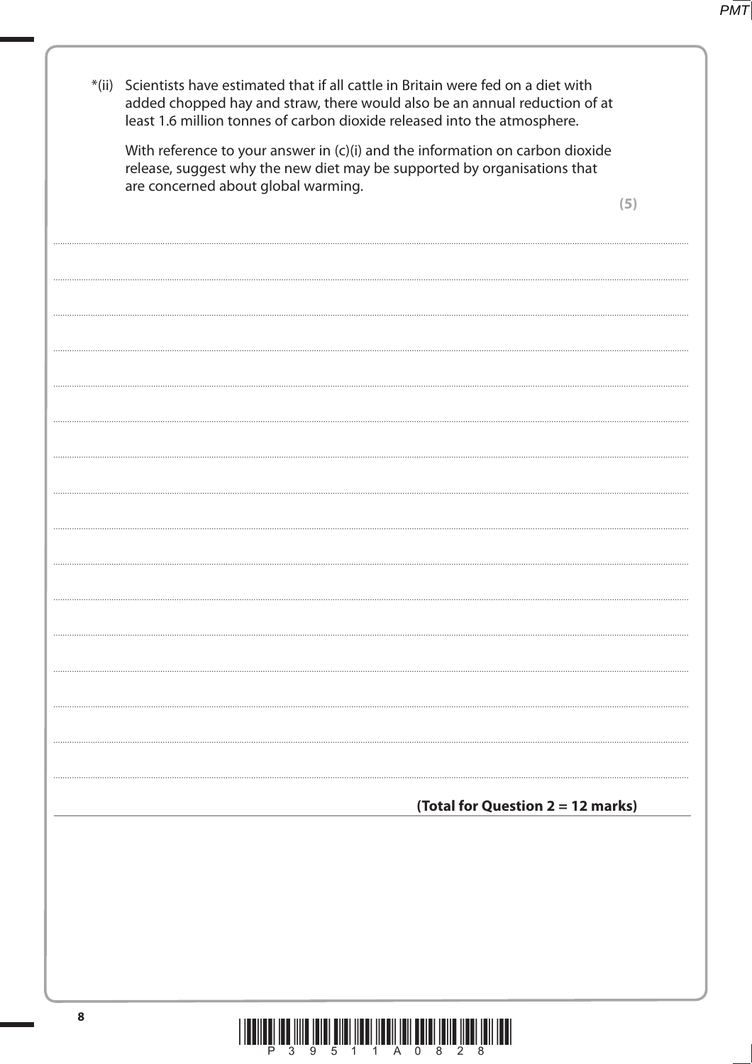*(ii) Scientists have estimated that if all cattle in Britain were fed on a diet with added chopped hay and straw, there would also be an annual reduction of at least 1.6 million tonnes of carbon dioxide released into the atmosphere.

With reference to your answer in (c)(i) and the information on carbon dioxide release, suggest why the new diet may be supported by organisations that are concerned about global warming.

**(5)**

**(Total for Question 2 = 12 marks)**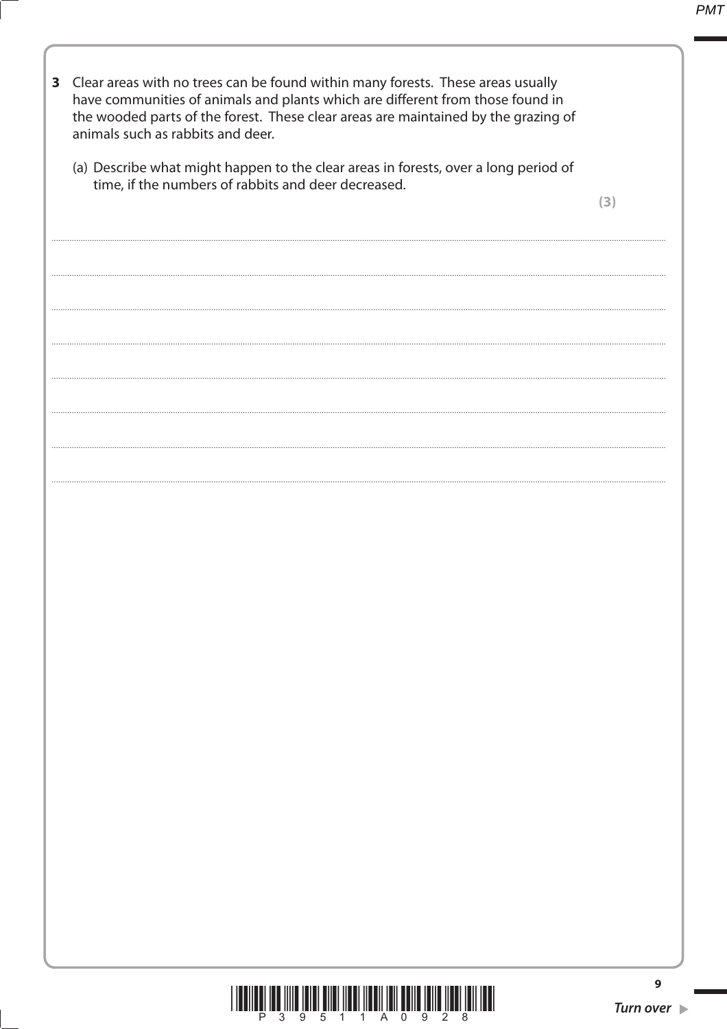**3** Clear areas with no trees can be found within many forests. These areas usually have communities of animals and plants which are different from those found in the wooded parts of the forest. These clear areas are maintained by the grazing of animals such as rabbits and deer.

(a) Describe what might happen to the clear areas in forests, over a long period of time, if the numbers of rabbits and deer decreased.

**(3)**

..............................................................................................................................................................................................................

..............................................................................................................................................................................................................

..............................................................................................................................................................................................................

..............................................................................................................................................................................................................

..............................................................................................................................................................................................................

..............................................................................................................................................................................................................

..............................................................................................................................................................................................................

..............................................................................................................................................................................................................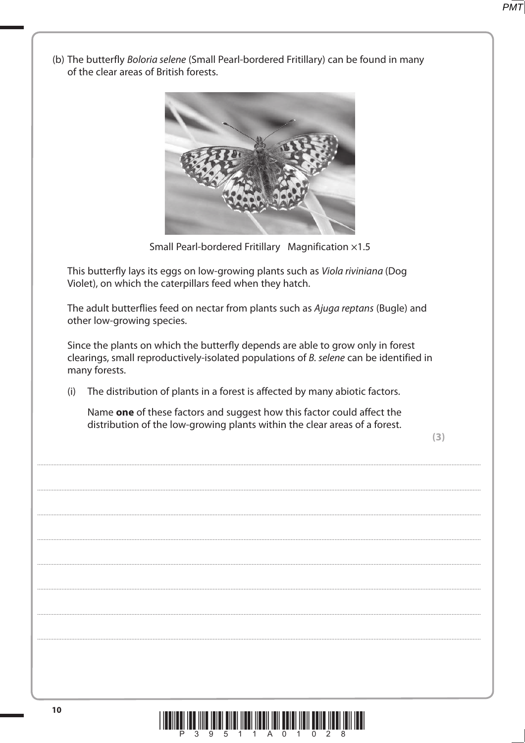(b) The butterfly *Boloria selene* (Small Pearl-bordered Fritillary) can be found in many of the clear areas of British forests.

Small Pearl-bordered Fritillary Magnification ×1.5

This butterfly lays its eggs on low-growing plants such as *Viola riviniana* (Dog Violet), on which the caterpillars feed when they hatch.

The adult butterflies feed on nectar from plants such as *Ajuga reptans* (Bugle) and other low-growing species.

Since the plants on which the butterfly depends are able to grow only in forest clearings, small reproductively-isolated populations of *B. selene* can be identified in many forests.

(i) The distribution of plants in a forest is affected by many abiotic factors.

Name **one** of these factors and suggest how this factor could affect the distribution of the low-growing plants within the clear areas of a forest.

**(3)**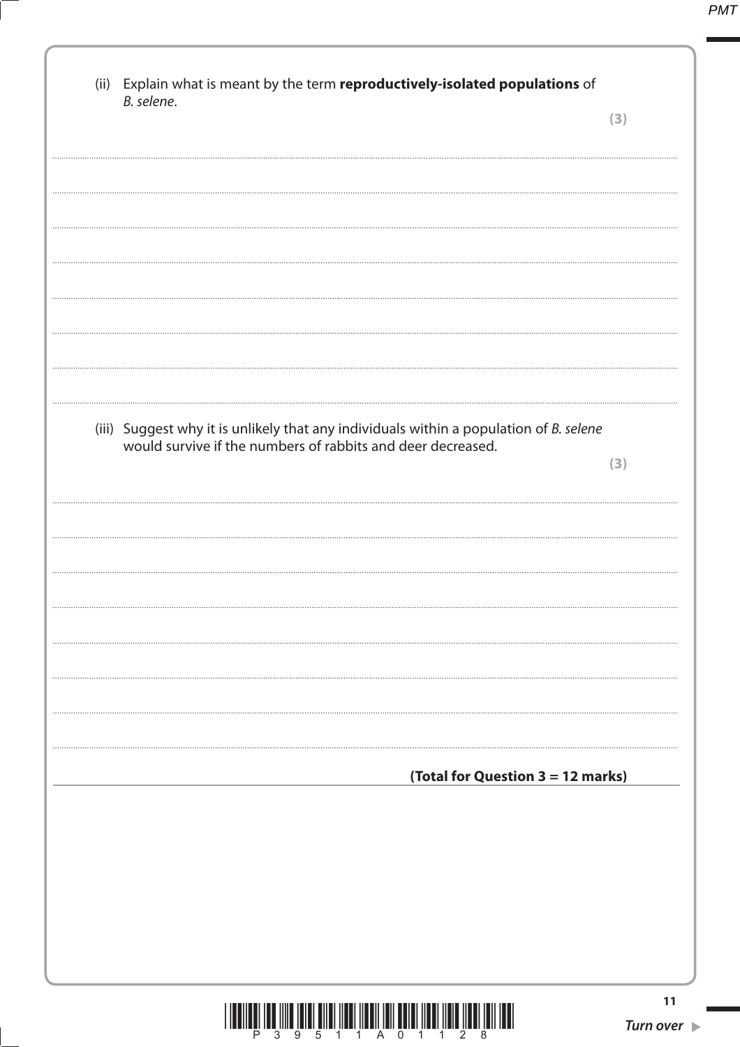(ii) Explain what is meant by the term **reproductively-isolated populations** of *B. selene*.

**(3)**

(iii) Suggest why it is unlikely that any individuals within a population of *B. selene* would survive if the numbers of rabbits and deer decreased.

**(3)**

**(Total for Question 3 = 12 marks)**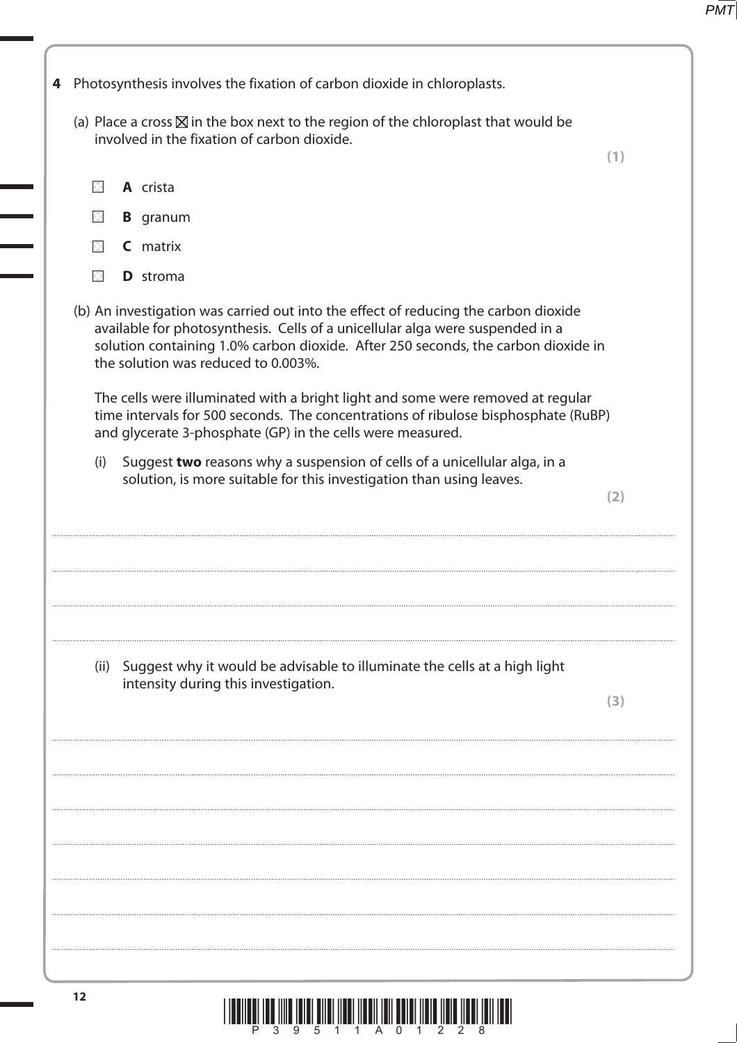**4** Photosynthesis involves the fixation of carbon dioxide in chloroplasts.

(a) Place a cross ☒ in the box next to the region of the chloroplast that would be involved in the fixation of carbon dioxide.

**(1)**

☐ **A** crista

☐ **B** granum

☐ **C** matrix

☐ **D** stroma

(b) An investigation was carried out into the effect of reducing the carbon dioxide available for photosynthesis. Cells of a unicellular alga were suspended in a solution containing 1.0% carbon dioxide. After 250 seconds, the carbon dioxide in the solution was reduced to 0.003%.

The cells were illuminated with a bright light and some were removed at regular time intervals for 500 seconds. The concentrations of ribulose bisphosphate (RuBP) and glycerate 3-phosphate (GP) in the cells were measured.

(i) Suggest **two** reasons why a suspension of cells of a unicellular alga, in a solution, is more suitable for this investigation than using leaves.

**(2)**

.................................................................................................................................................................................................................

.................................................................................................................................................................................................................

.................................................................................................................................................................................................................

.................................................................................................................................................................................................................

(ii) Suggest why it would be advisable to illuminate the cells at a high light intensity during this investigation.

**(3)**

.................................................................................................................................................................................................................

.................................................................................................................................................................................................................

.................................................................................................................................................................................................................

.................................................................................................................................................................................................................

.................................................................................................................................................................................................................

.................................................................................................................................................................................................................

.................................................................................................................................................................................................................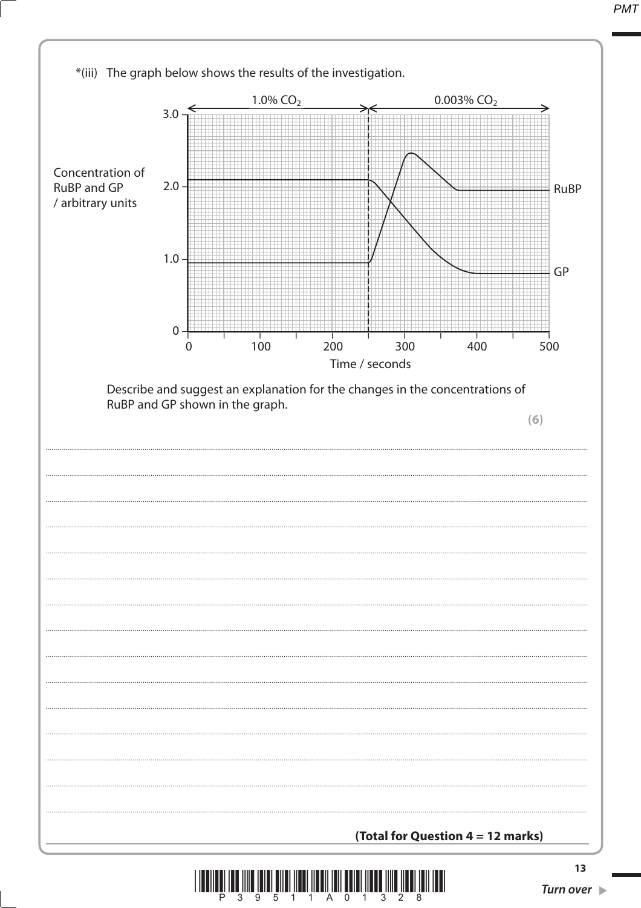*(iii) The graph below shows the results of the investigation.

Describe and suggest an explanation for the changes in the concentrations of RuBP and GP shown in the graph.

**(6)**

..............................................................................................................................................

..............................................................................................................................................

..............................................................................................................................................

..............................................................................................................................................

..............................................................................................................................................

..............................................................................................................................................

..............................................................................................................................................

..............................................................................................................................................

..............................................................................................................................................

..............................................................................................................................................

..............................................................................................................................................

..............................................................................................................................................

..............................................................................................................................................

..............................................................................................................................................

..............................................................................................................................................

**(Total for Question 4 = 12 marks)**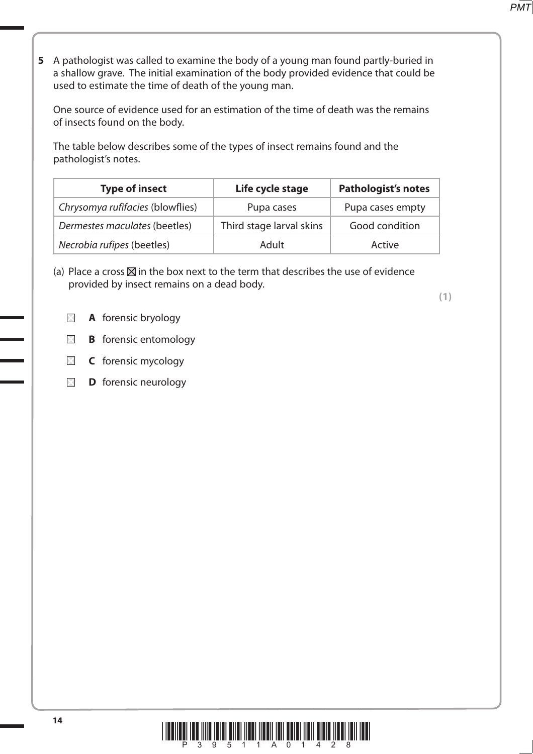**5** A pathologist was called to examine the body of a young man found partly-buried in a shallow grave. The initial examination of the body provided evidence that could be used to estimate the time of death of the young man.

One source of evidence used for an estimation of the time of death was the remains of insects found on the body.

The table below describes some of the types of insect remains found and the pathologist's notes.

| **Type of insect** | **Life cycle stage** | **Pathologist's notes** |
|---|---|---|
| *Chrysomya rufifacies* (blowflies) | Pupa cases | Pupa cases empty |
| *Dermestes maculates* (beetles) | Third stage larval skins | Good condition |
| *Necrobia rufipes* (beetles) | Adult | Active |

(a) Place a cross ☒ in the box next to the term that describes the use of evidence provided by insect remains on a dead body.

**(1)**

☐ **A** forensic bryology

☐ **B** forensic entomology

☐ **C** forensic mycology

☐ **D** forensic neurology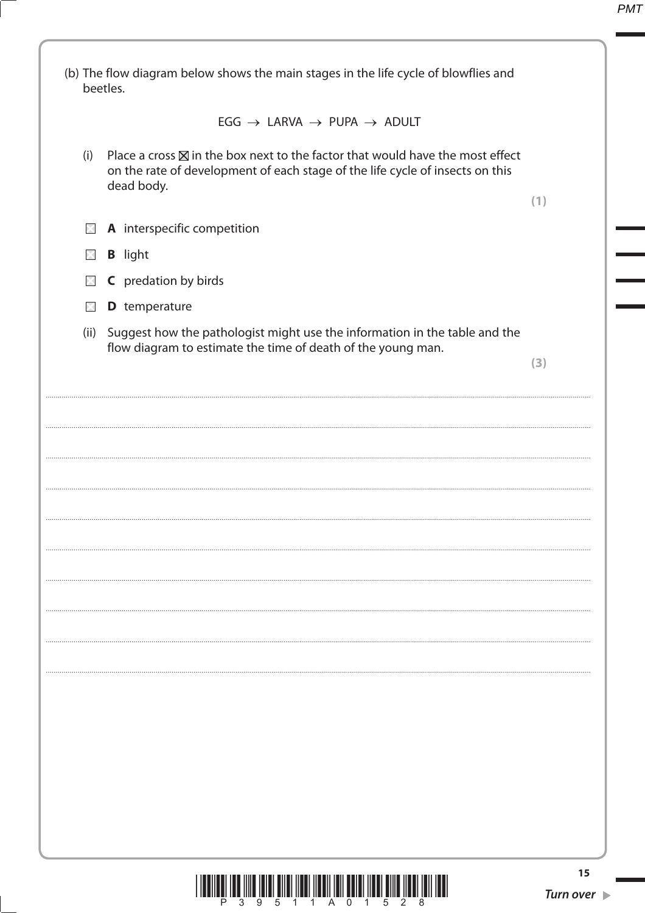(b) The flow diagram below shows the main stages in the life cycle of blowflies and beetles.

EGG → LARVA → PUPA → ADULT

(i) Place a cross ☒ in the box next to the factor that would have the most effect on the rate of development of each stage of the life cycle of insects on this dead body.

**(1)**

☐ **A** interspecific competition

☐ **B** light

☐ **C** predation by birds

☐ **D** temperature

(ii) Suggest how the pathologist might use the information in the table and the flow diagram to estimate the time of death of the young man.

**(3)**

..........................................................................................................................................................................................................

..........................................................................................................................................................................................................

..........................................................................................................................................................................................................

..........................................................................................................................................................................................................

..........................................................................................................................................................................................................

..........................................................................................................................................................................................................

..........................................................................................................................................................................................................

..........................................................................................................................................................................................................

..........................................................................................................................................................................................................

..........................................................................................................................................................................................................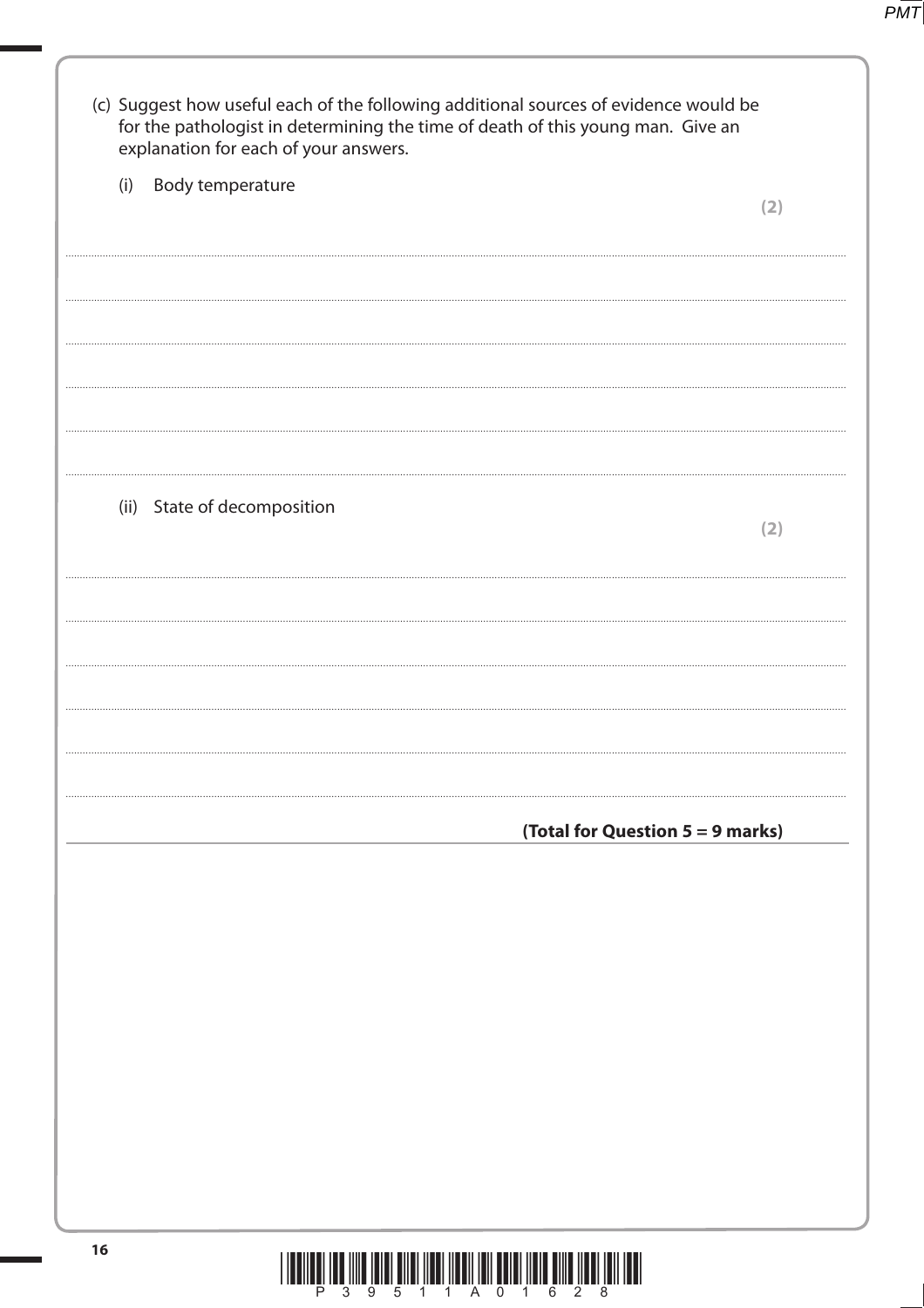(c) Suggest how useful each of the following additional sources of evidence would be for the pathologist in determining the time of death of this young man. Give an explanation for each of your answers.

(i) Body temperature

**(2)**

.......................................................................................................................................................................................................

.......................................................................................................................................................................................................

.......................................................................................................................................................................................................

.......................................................................................................................................................................................................

.......................................................................................................................................................................................................

(ii) State of decomposition

**(2)**

.......................................................................................................................................................................................................

.......................................................................................................................................................................................................

.......................................................................................................................................................................................................

.......................................................................................................................................................................................................

.......................................................................................................................................................................................................

**(Total for Question 5 = 9 marks)**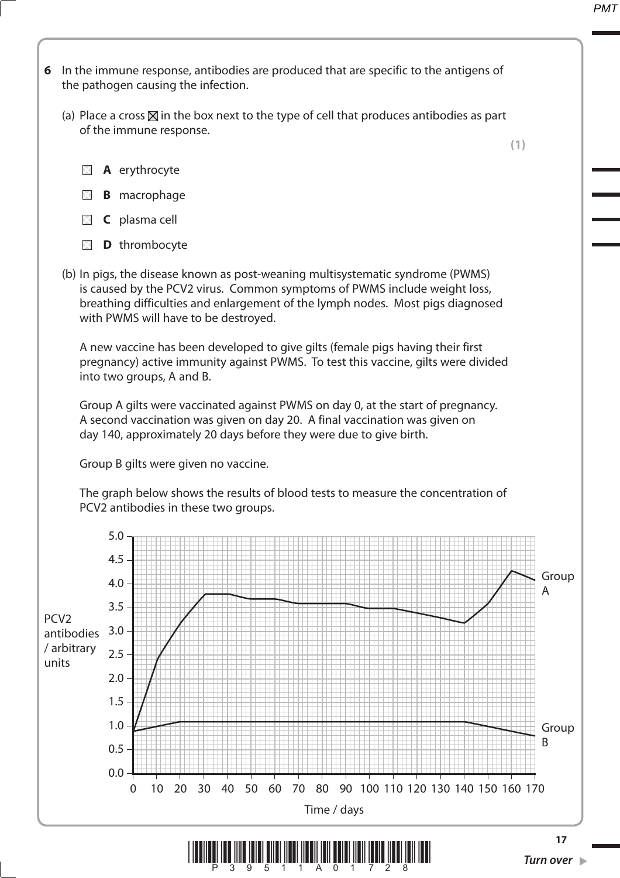**6** In the immune response, antibodies are produced that are specific to the antigens of the pathogen causing the infection.

(a) Place a cross ☒ in the box next to the type of cell that produces antibodies as part of the immune response.

**(1)**

☐ **A** erythrocyte

☐ **B** macrophage

☐ **C** plasma cell

☐ **D** thrombocyte

(b) In pigs, the disease known as post-weaning multisystematic syndrome (PWMS) is caused by the PCV2 virus. Common symptoms of PWMS include weight loss, breathing difficulties and enlargement of the lymph nodes. Most pigs diagnosed with PWMS will have to be destroyed.

A new vaccine has been developed to give gilts (female pigs having their first pregnancy) active immunity against PWMS. To test this vaccine, gilts were divided into two groups, A and B.

Group A gilts were vaccinated against PWMS on day 0, at the start of pregnancy. A second vaccination was given on day 20. A final vaccination was given on day 140, approximately 20 days before they were due to give birth.

Group B gilts were given no vaccine.

The graph below shows the results of blood tests to measure the concentration of PCV2 antibodies in these two groups.

PCV2 antibodies / arbitrary units (0.0 to 5.0) against Time / days (0 to 170), with lines for Group A and Group B.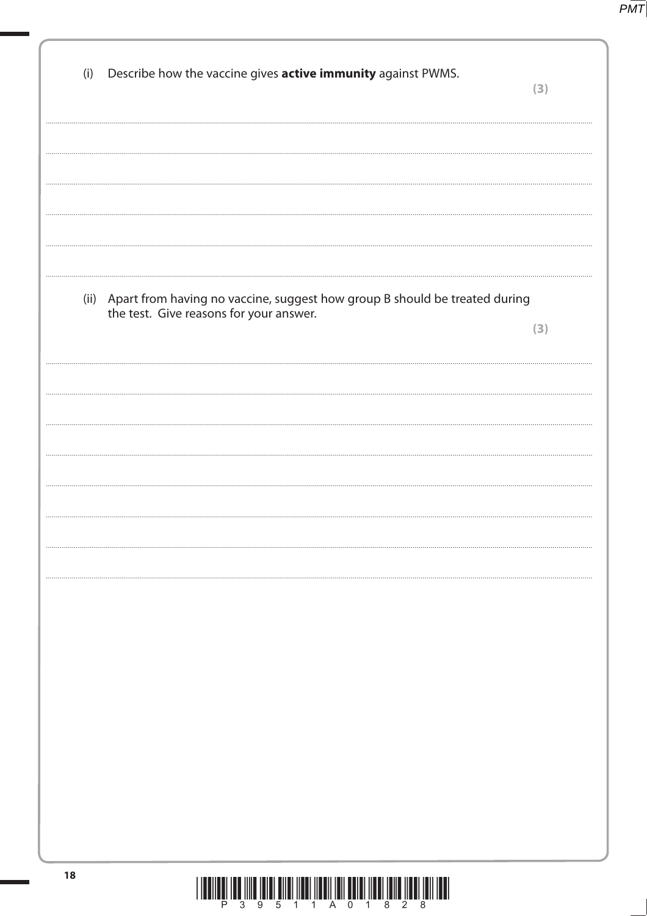(i) Describe how the vaccine gives **active immunity** against PWMS.

**(3)**

.......................................................................................................................................................................................................................

.......................................................................................................................................................................................................................

.......................................................................................................................................................................................................................

.......................................................................................................................................................................................................................

.......................................................................................................................................................................................................................

.......................................................................................................................................................................................................................

(ii) Apart from having no vaccine, suggest how group B should be treated during the test. Give reasons for your answer.

**(3)**

.......................................................................................................................................................................................................................

.......................................................................................................................................................................................................................

.......................................................................................................................................................................................................................

.......................................................................................................................................................................................................................

.......................................................................................................................................................................................................................

.......................................................................................................................................................................................................................

.......................................................................................................................................................................................................................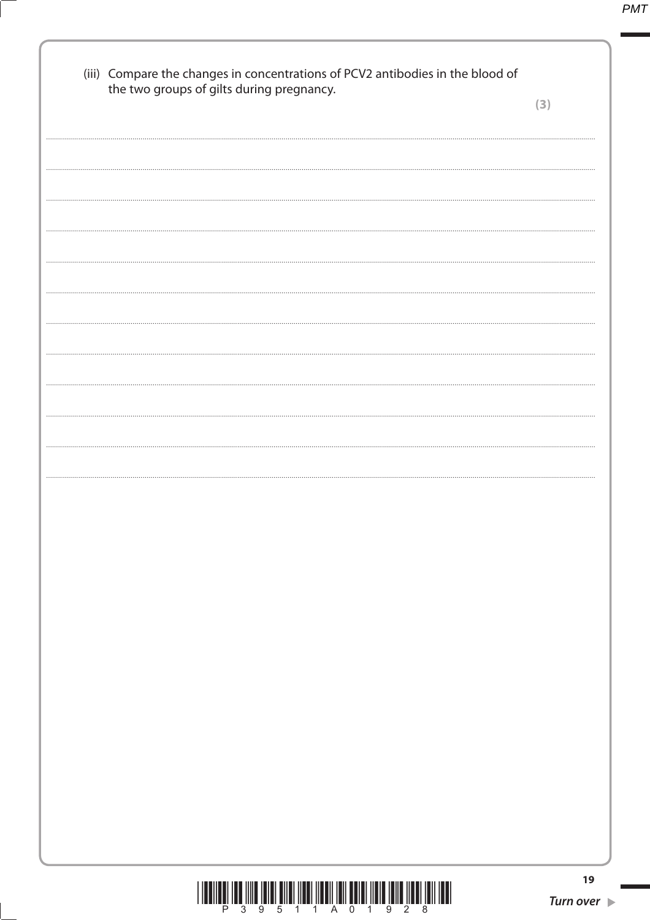(iii) Compare the changes in concentrations of PCV2 antibodies in the blood of the two groups of gilts during pregnancy.

**(3)**

.......................................................................................................................................................

.......................................................................................................................................................

.......................................................................................................................................................

.......................................................................................................................................................

.......................................................................................................................................................

.......................................................................................................................................................

.......................................................................................................................................................

.......................................................................................................................................................

.......................................................................................................................................................

.......................................................................................................................................................

.......................................................................................................................................................

.......................................................................................................................................................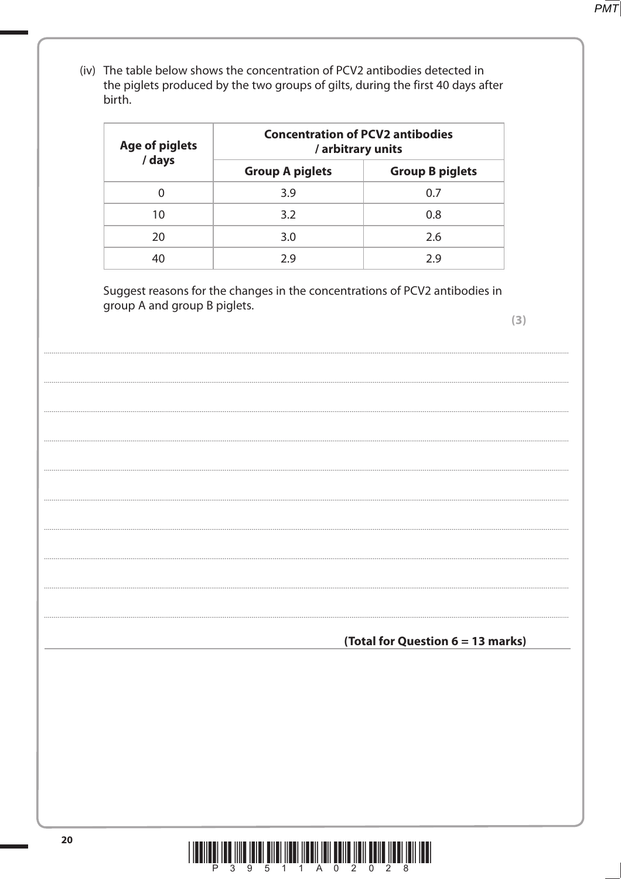(iv) The table below shows the concentration of PCV2 antibodies detected in the piglets produced by the two groups of gilts, during the first 40 days after birth.

| Age of piglets / days | Concentration of PCV2 antibodies / arbitrary units | |
|---|---|---|
| | Group A piglets | Group B piglets |
| 0 | 3.9 | 0.7 |
| 10 | 3.2 | 0.8 |
| 20 | 3.0 | 2.6 |
| 40 | 2.9 | 2.9 |

Suggest reasons for the changes in the concentrations of PCV2 antibodies in group A and group B piglets.

**(3)**

..........................................................................................................................................................................................................

..........................................................................................................................................................................................................

..........................................................................................................................................................................................................

..........................................................................................................................................................................................................

..........................................................................................................................................................................................................

..........................................................................................................................................................................................................

..........................................................................................................................................................................................................

..........................................................................................................................................................................................................

..........................................................................................................................................................................................................

**(Total for Question 6 = 13 marks)**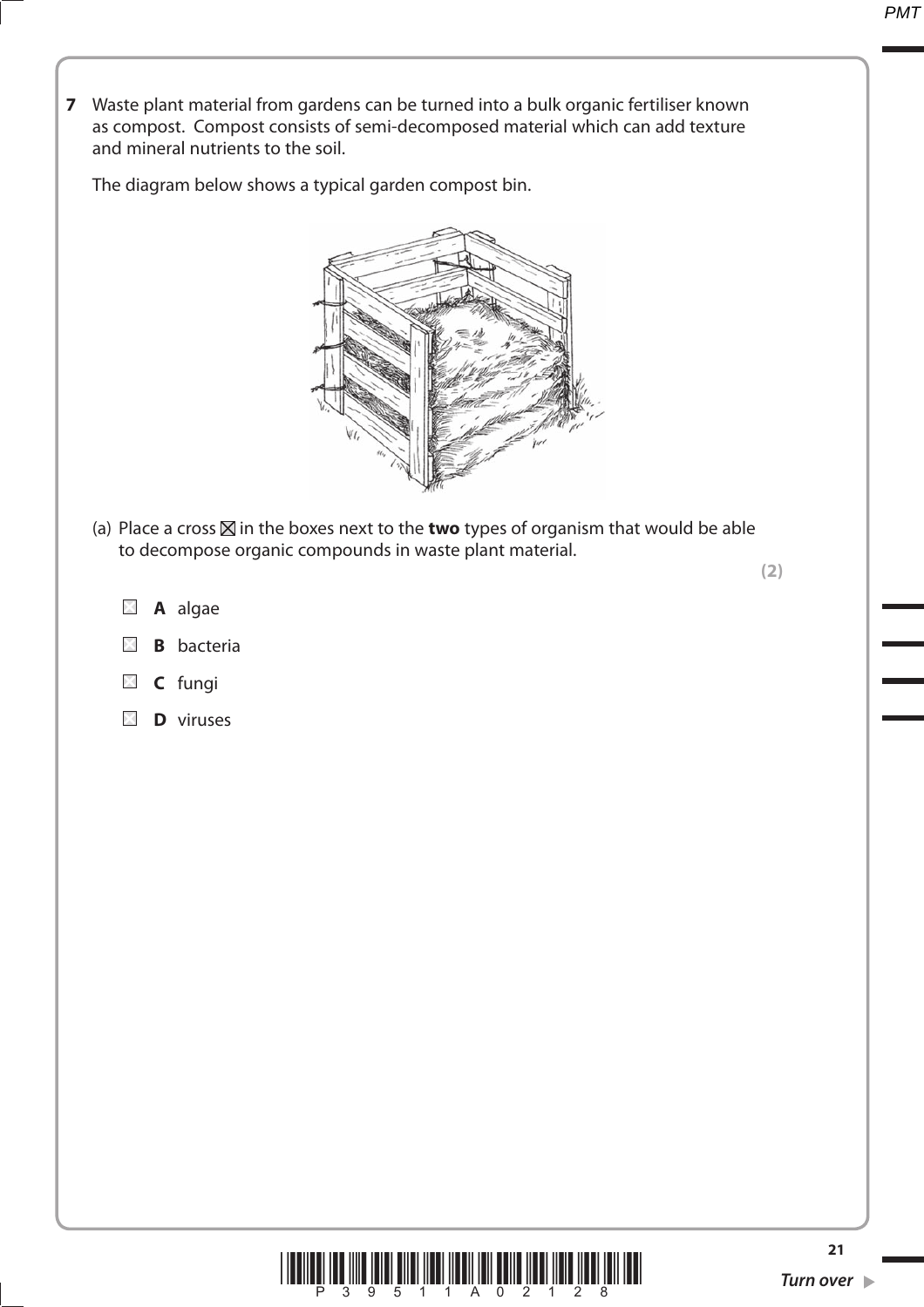**7** Waste plant material from gardens can be turned into a bulk organic fertiliser known as compost. Compost consists of semi-decomposed material which can add texture and mineral nutrients to the soil.

The diagram below shows a typical garden compost bin.

(a) Place a cross ☒ in the boxes next to the **two** types of organism that would be able to decompose organic compounds in waste plant material.

**(2)**

- ☐ **A** algae
- ☐ **B** bacteria
- ☐ **C** fungi
- ☐ **D** viruses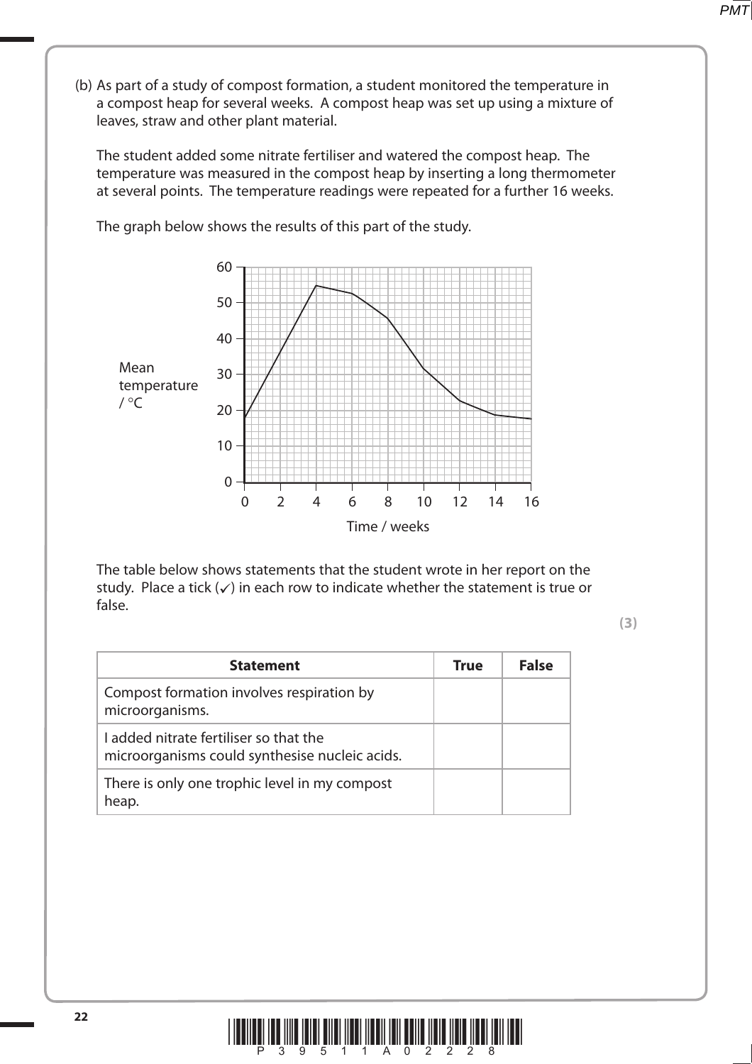(b) As part of a study of compost formation, a student monitored the temperature in a compost heap for several weeks. A compost heap was set up using a mixture of leaves, straw and other plant material.

The student added some nitrate fertiliser and watered the compost heap. The temperature was measured in the compost heap by inserting a long thermometer at several points. The temperature readings were repeated for a further 16 weeks.

The graph below shows the results of this part of the study.

The table below shows statements that the student wrote in her report on the study. Place a tick (✓) in each row to indicate whether the statement is true or false.

**(3)**

| Statement | True | False |
|---|---|---|
| Compost formation involves respiration by microorganisms. | | |
| I added nitrate fertiliser so that the microorganisms could synthesise nucleic acids. | | |
| There is only one trophic level in my compost heap. | | |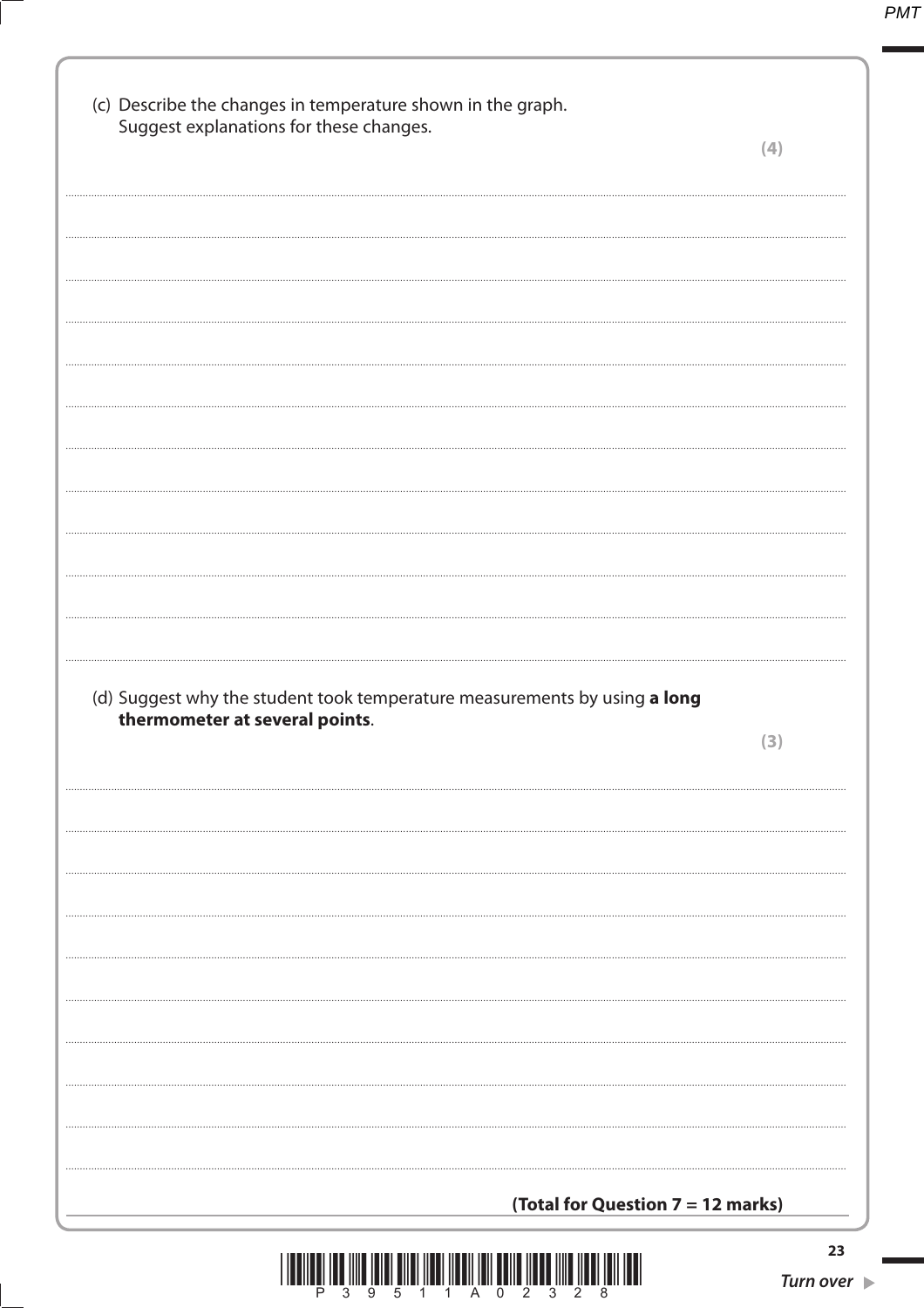(c) Describe the changes in temperature shown in the graph.
Suggest explanations for these changes.

**(4)**

(d) Suggest why the student took temperature measurements by using **a long thermometer at several points**.

**(3)**

**(Total for Question 7 = 12 marks)**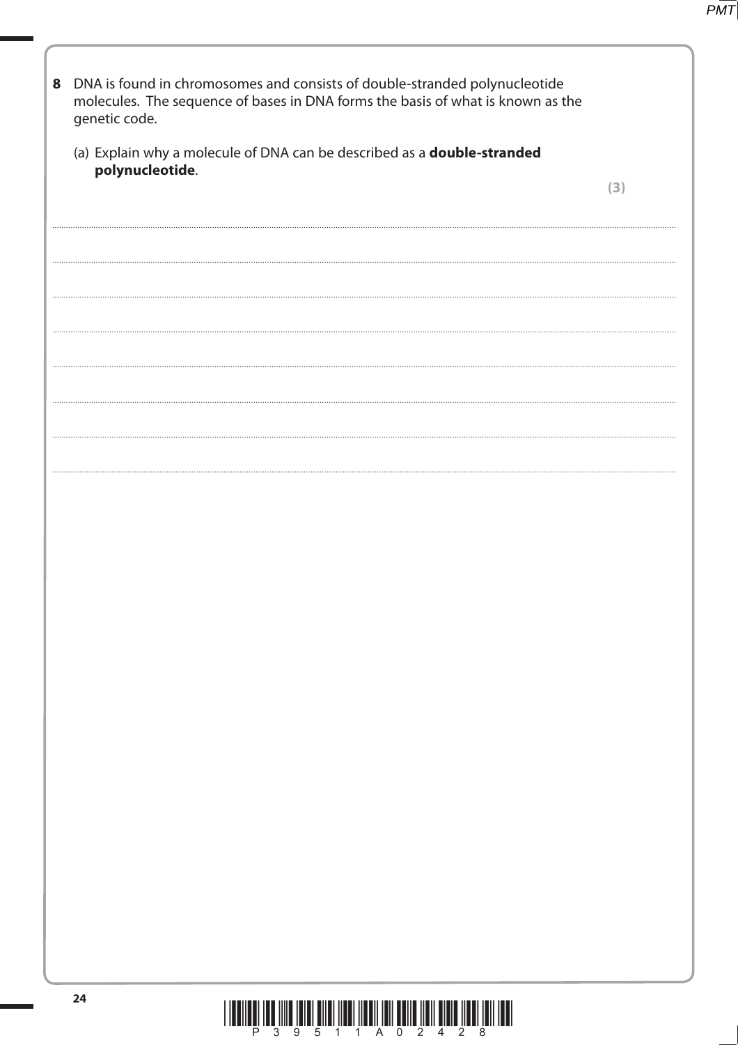**8** DNA is found in chromosomes and consists of double-stranded polynucleotide molecules. The sequence of bases in DNA forms the basis of what is known as the genetic code.

(a) Explain why a molecule of DNA can be described as a **double-stranded polynucleotide**.

**(3)**

.......................................................................................................................................................................................................

.......................................................................................................................................................................................................

.......................................................................................................................................................................................................

.......................................................................................................................................................................................................

.......................................................................................................................................................................................................

.......................................................................................................................................................................................................

.......................................................................................................................................................................................................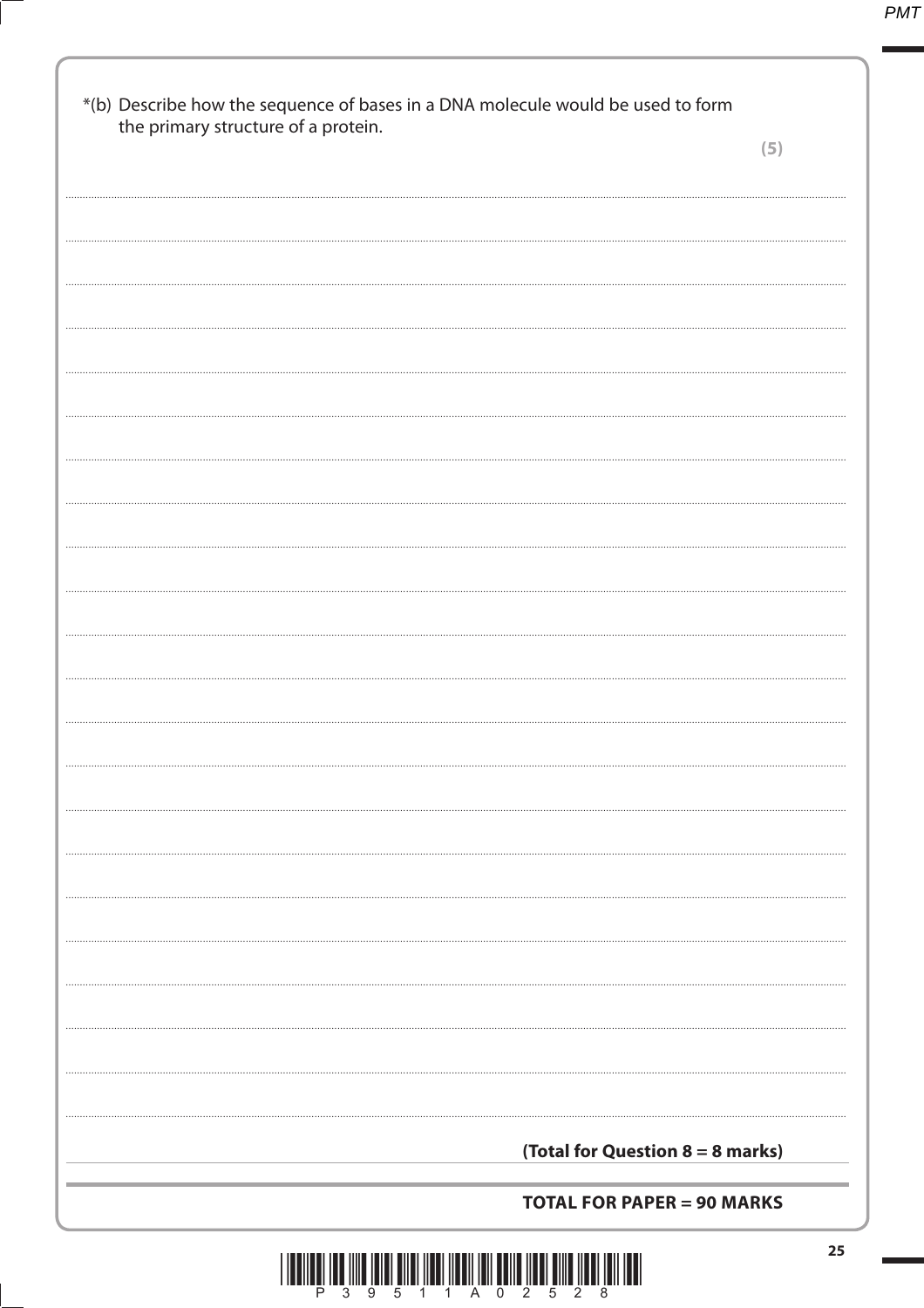*(b) Describe how the sequence of bases in a DNA molecule would be used to form the primary structure of a protein.

**(5)**

**(Total for Question 8 = 8 marks)**

**TOTAL FOR PAPER = 90 MARKS**